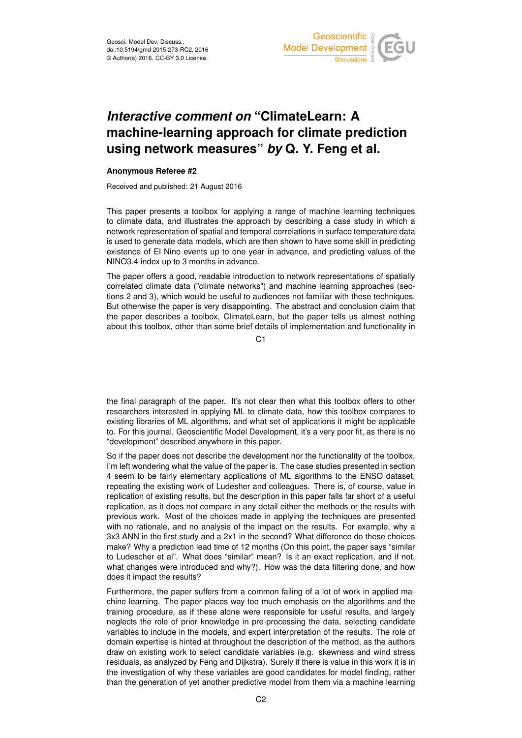# *Interactive comment on* "ClimateLearn: A machine-learning approach for climate prediction using network measures" *by* Q. Y. Feng et al.

**Anonymous Referee #2**

Received and published: 21 August 2016

This paper presents a toolbox for applying a range of machine learning techniques to climate data, and illustrates the approach by describing a case study in which a network representation of spatial and temporal correlations in surface temperature data is used to generate data models, which are then shown to have some skill in predicting existence of El Nino events up to one year in advance, and predicting values of the NINO3.4 index up to 3 months in advance.

The paper offers a good, readable introduction to network representations of spatially correlated climate data ("climate networks") and machine learning approaches (sections 2 and 3), which would be useful to audiences not familiar with these techniques. But otherwise the paper is very disappointing. The abstract and conclusion claim that the paper describes a toolbox, ClimateLearn, but the paper tells us almost nothing about this toolbox, other than some brief details of implementation and functionality in the final paragraph of the paper. It's not clear then what this toolbox offers to other researchers interested in applying ML to climate data, how this toolbox compares to existing libraries of ML algorithms, and what set of applications it might be applicable to. For this journal, Geoscientific Model Development, it's a very poor fit, as there is no "development" described anywhere in this paper.

So if the paper does not describe the development nor the functionality of the toolbox, I'm left wondering what the value of the paper is. The case studies presented in section 4 seem to be fairly elementary applications of ML algorithms to the ENSO dataset, repeating the existing work of Ludesher and colleagues. There is, of course, value in replication of existing results, but the description in this paper falls far short of a useful replication, as it does not compare in any detail either the methods or the results with previous work. Most of the choices made in applying the techniques are presented with no rationale, and no analysis of the impact on the results. For example, why a 3x3 ANN in the first study and a 2x1 in the second? What difference do these choices make? Why a prediction lead time of 12 months (On this point, the paper says "similar to Ludescher et al". What does "similar" mean? Is it an exact replication, and if not, what changes were introduced and why?). How was the data filtering done, and how does it impact the results?

Furthermore, the paper suffers from a common failing of a lot of work in applied machine learning. The paper places way too much emphasis on the algorithms and the training procedure, as if these alone were responsible for useful results, and largely neglects the role of prior knowledge in pre-processing the data, selecting candidate variables to include in the models, and expert interpretation of the results. The role of domain expertise is hinted at throughout the description of the method, as the authors draw on existing work to select candidate variables (e.g. skewness and wind stress residuals, as analyzed by Feng and Dijkstra). Surely if there is value in this work it is in the investigation of why these variables are good candidates for model finding, rather than the generation of yet another predictive model from them via a machine learning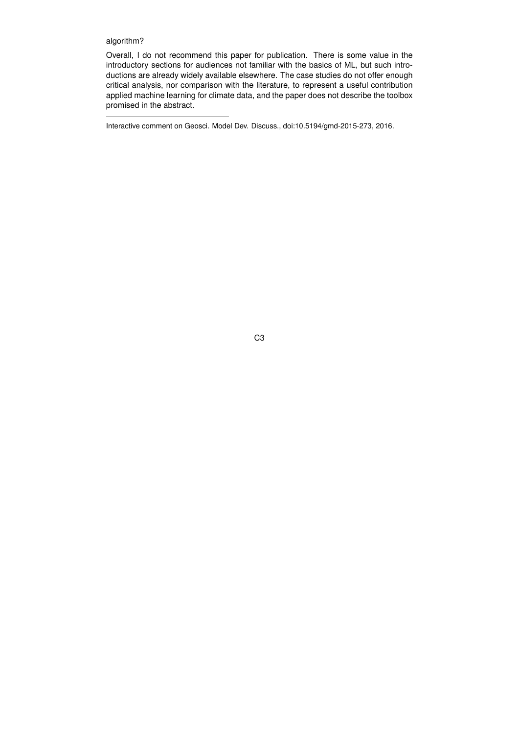algorithm?

Overall, I do not recommend this paper for publication. There is some value in the introductory sections for audiences not familiar with the basics of ML, but such introductions are already widely available elsewhere. The case studies do not offer enough critical analysis, nor comparison with the literature, to represent a useful contribution applied machine learning for climate data, and the paper does not describe the toolbox promised in the abstract.

---

Interactive comment on Geosci. Model Dev. Discuss., doi:10.5194/gmd-2015-273, 2016.